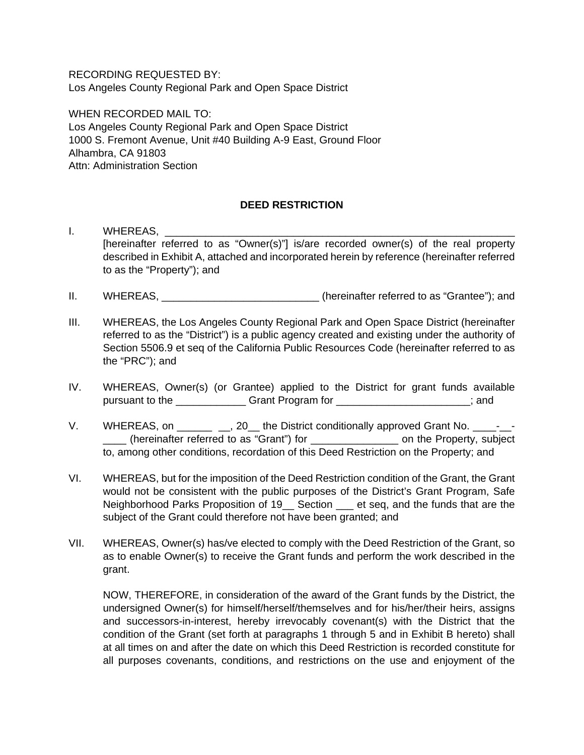RECORDING REQUESTED BY:
Los Angeles County Regional Park and Open Space District

WHEN RECORDED MAIL TO:
Los Angeles County Regional Park and Open Space District
1000 S. Fremont Avenue, Unit #40 Building A-9 East, Ground Floor
Alhambra, CA 91803
Attn: Administration Section

## DEED RESTRICTION

I. WHEREAS, _______________________________________________________________ [hereinafter referred to as "Owner(s)"] is/are recorded owner(s) of the real property described in Exhibit A, attached and incorporated herein by reference (hereinafter referred to as the "Property"); and

II. WHEREAS, ___________________________ (hereinafter referred to as "Grantee"); and

III. WHEREAS, the Los Angeles County Regional Park and Open Space District (hereinafter referred to as the "District") is a public agency created and existing under the authority of Section 5506.9 et seq of the California Public Resources Code (hereinafter referred to as the "PRC"); and

IV. WHEREAS, Owner(s) (or Grantee) applied to the District for grant funds available pursuant to the ____________ Grant Program for _______________________; and

V. WHEREAS, on ______ __, 20__ the District conditionally approved Grant No. ____-__-____ (hereinafter referred to as "Grant") for _______________ on the Property, subject to, among other conditions, recordation of this Deed Restriction on the Property; and

VI. WHEREAS, but for the imposition of the Deed Restriction condition of the Grant, the Grant would not be consistent with the public purposes of the District's Grant Program, Safe Neighborhood Parks Proposition of 19__ Section ___ et seq, and the funds that are the subject of the Grant could therefore not have been granted; and

VII. WHEREAS, Owner(s) has/ve elected to comply with the Deed Restriction of the Grant, so as to enable Owner(s) to receive the Grant funds and perform the work described in the grant.

NOW, THEREFORE, in consideration of the award of the Grant funds by the District, the undersigned Owner(s) for himself/herself/themselves and for his/her/their heirs, assigns and successors-in-interest, hereby irrevocably covenant(s) with the District that the condition of the Grant (set forth at paragraphs 1 through 5 and in Exhibit B hereto) shall at all times on and after the date on which this Deed Restriction is recorded constitute for all purposes covenants, conditions, and restrictions on the use and enjoyment of the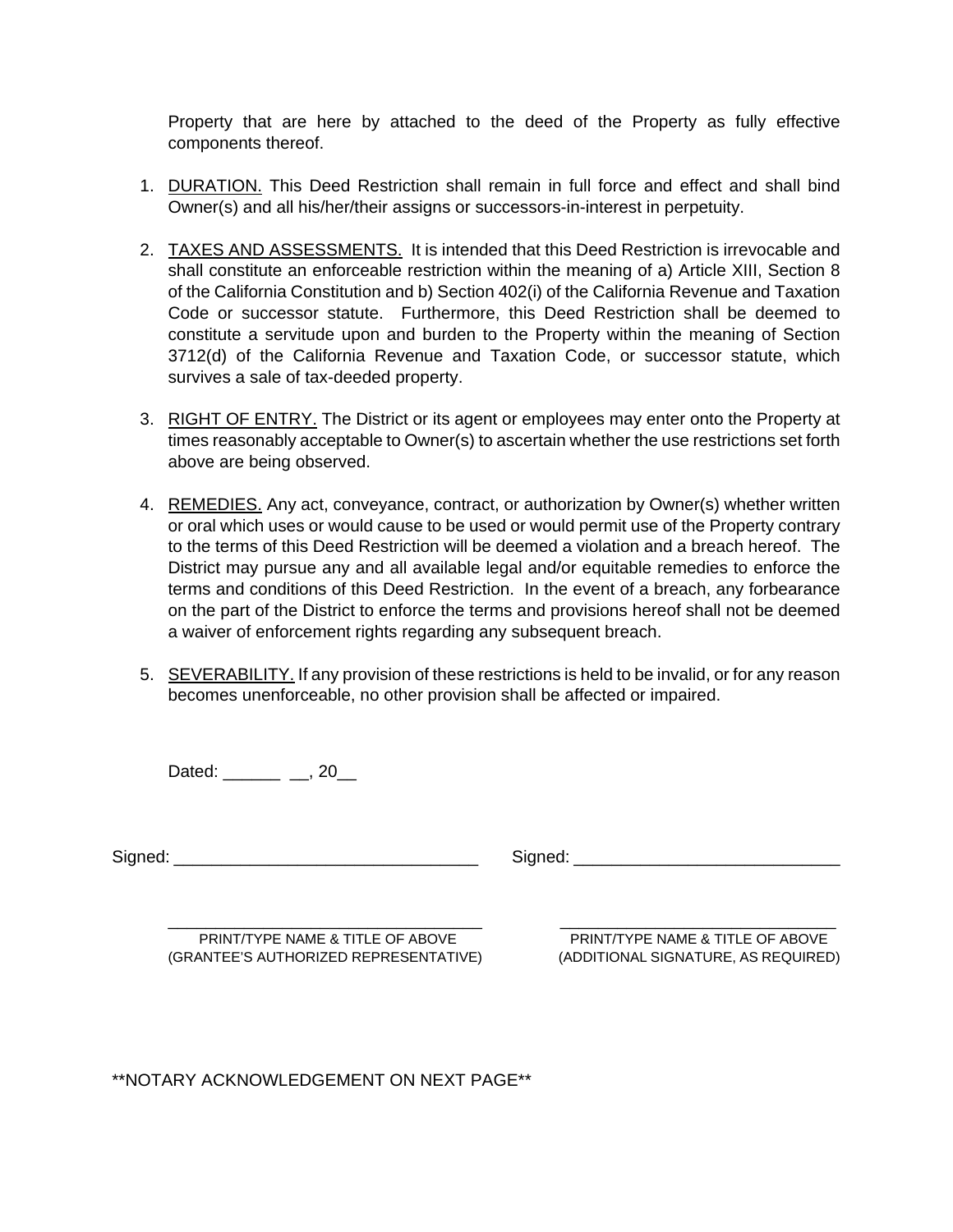Property that are here by attached to the deed of the Property as fully effective components thereof.

1. DURATION. This Deed Restriction shall remain in full force and effect and shall bind Owner(s) and all his/her/their assigns or successors-in-interest in perpetuity.

2. TAXES AND ASSESSMENTS. It is intended that this Deed Restriction is irrevocable and shall constitute an enforceable restriction within the meaning of a) Article XIII, Section 8 of the California Constitution and b) Section 402(i) of the California Revenue and Taxation Code or successor statute. Furthermore, this Deed Restriction shall be deemed to constitute a servitude upon and burden to the Property within the meaning of Section 3712(d) of the California Revenue and Taxation Code, or successor statute, which survives a sale of tax-deeded property.

3. RIGHT OF ENTRY. The District or its agent or employees may enter onto the Property at times reasonably acceptable to Owner(s) to ascertain whether the use restrictions set forth above are being observed.

4. REMEDIES. Any act, conveyance, contract, or authorization by Owner(s) whether written or oral which uses or would cause to be used or would permit use of the Property contrary to the terms of this Deed Restriction will be deemed a violation and a breach hereof. The District may pursue any and all available legal and/or equitable remedies to enforce the terms and conditions of this Deed Restriction. In the event of a breach, any forbearance on the part of the District to enforce the terms and provisions hereof shall not be deemed a waiver of enforcement rights regarding any subsequent breach.

5. SEVERABILITY. If any provision of these restrictions is held to be invalid, or for any reason becomes unenforceable, no other provision shall be affected or impaired.

Dated: ______ __, 20__

Signed: ________________________________ Signed: ____________________________

________________________________
PRINT/TYPE NAME & TITLE OF ABOVE
(GRANTEE'S AUTHORIZED REPRESENTATIVE)

________________________________
PRINT/TYPE NAME & TITLE OF ABOVE
(ADDITIONAL SIGNATURE, AS REQUIRED)

**NOTARY ACKNOWLEDGEMENT ON NEXT PAGE**